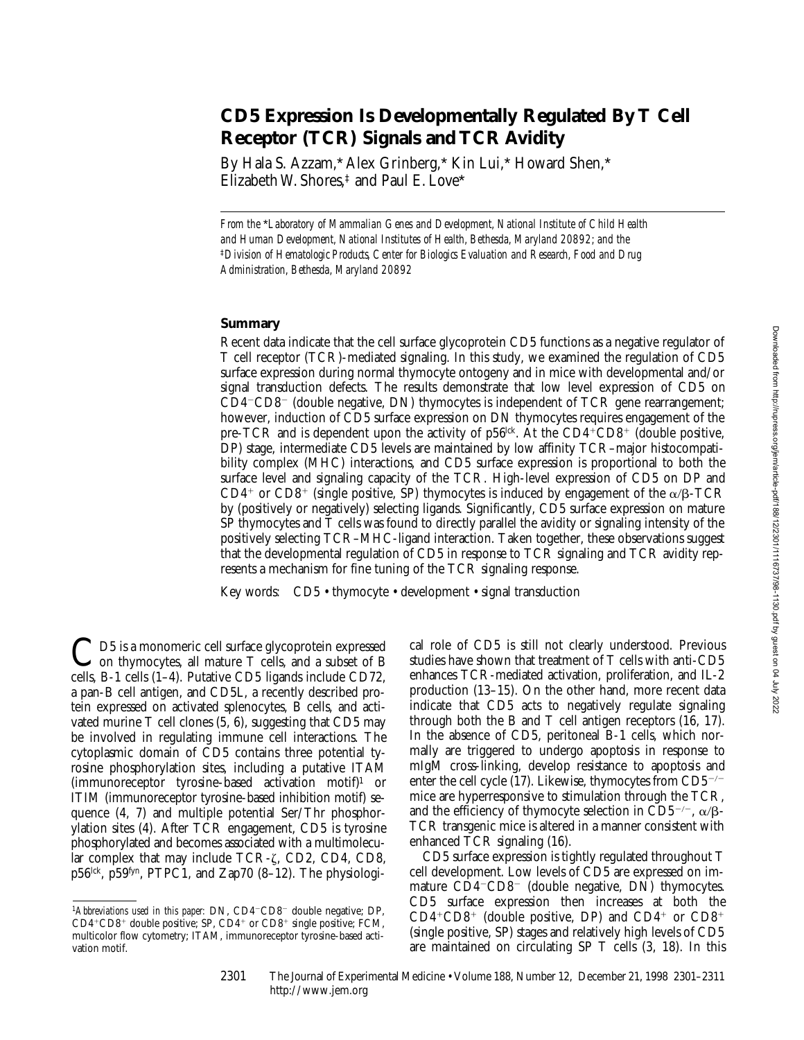# CD5 Expression Is Developmentally Regulated By T Cell Receptor (TCR) Signals and TCR Avidity

By Hala S. Azzam,* Alex Grinberg,* Kin Lui,* Howard Shen,* Elizabeth W. Shores,‡ and Paul E. Love*

*From the \*Laboratory of Mammalian Genes and Development, National Institute of Child Health and Human Development, National Institutes of Health, Bethesda, Maryland 20892; and the ‡Division of Hematologic Products, Center for Biologics Evaluation and Research, Food and Drug Administration, Bethesda, Maryland 20892*

## Summary

Recent data indicate that the cell surface glycoprotein CD5 functions as a negative regulator of T cell receptor (TCR)-mediated signaling. In this study, we examined the regulation of CD5 surface expression during normal thymocyte ontogeny and in mice with developmental and/or signal transduction defects. The results demonstrate that low level expression of CD5 on $CD4^-CD8^-$ (double negative, DN) thymocytes is independent of TCR gene rearrangement; however, induction of CD5 surface expression on DN thymocytes requires engagement of the pre-TCR and is dependent upon the activity of $p56^{lck}$. At the $CD4^+CD8^+$ (double positive, DP) stage, intermediate CD5 levels are maintained by low affinity TCR–major histocompatibility complex (MHC) interactions, and CD5 surface expression is proportional to both the surface level and signaling capacity of the TCR. High-level expression of CD5 on DP and $CD4^+$ or $CD8^+$ (single positive, SP) thymocytes is induced by engagement of the $\alpha/\beta$-TCR by (positively or negatively) selecting ligands. Significantly, CD5 surface expression on mature SP thymocytes and T cells was found to directly parallel the avidity or signaling intensity of the positively selecting TCR–MHC-ligand interaction. Taken together, these observations suggest that the developmental regulation of CD5 in response to TCR signaling and TCR avidity represents a mechanism for fine tuning of the TCR signaling response.

Key words: CD5 • thymocyte • development • signal transduction

CD5 is a monomeric cell surface glycoprotein expressed on thymocytes, all mature T cells, and a subset of B cells, B-1 cells (1–4). Putative CD5 ligands include CD72, a pan-B cell antigen, and CD5L, a recently described protein expressed on activated splenocytes, B cells, and activated murine T cell clones (5, 6), suggesting that CD5 may be involved in regulating immune cell interactions. The cytoplasmic domain of CD5 contains three potential tyrosine phosphorylation sites, including a putative ITAM (immunoreceptor tyrosine-based activation motif)[1] or ITIM (immunoreceptor tyrosine-based inhibition motif) sequence (4, 7) and multiple potential Ser/Thr phosphorylation sites (4). After TCR engagement, CD5 is tyrosine phosphorylated and becomes associated with a multimolecular complex that may include TCR-ζ, CD2, CD4, CD8, $p56^{lck}$, $p59^{fyn}$, PTPC1, and Zap70 (8–12). The physiological role of CD5 is still not clearly understood. Previous studies have shown that treatment of T cells with anti-CD5 enhances TCR-mediated activation, proliferation, and IL-2 production (13–15). On the other hand, more recent data indicate that CD5 acts to negatively regulate signaling through both the B and T cell antigen receptors (16, 17). In the absence of CD5, peritoneal B-1 cells, which normally are triggered to undergo apoptosis in response to mIgM cross-linking, develop resistance to apoptosis and enter the cell cycle (17). Likewise, thymocytes from $CD5^{-/-}$ mice are hyperresponsive to stimulation through the TCR, and the efficiency of thymocyte selection in $CD5^{-/-}$, $\alpha/\beta$-TCR transgenic mice is altered in a manner consistent with enhanced TCR signaling (16).

CD5 surface expression is tightly regulated throughout T cell development. Low levels of CD5 are expressed on immature $CD4^-CD8^-$ (double negative, DN) thymocytes. CD5 surface expression then increases at both the $CD4^+CD8^+$ (double positive, DP) and $CD4^+$ or $CD8^+$ (single positive, SP) stages and relatively high levels of CD5 are maintained on circulating SP T cells (3, 18). In this

[1]*Abbreviations used in this paper:* DN, $CD4^-CD8^-$ double negative; DP, $CD4^+CD8^+$ double positive; SP, $CD4^+$ or $CD8^+$ single positive; FCM, multicolor flow cytometry; ITAM, immunoreceptor tyrosine-based activation motif.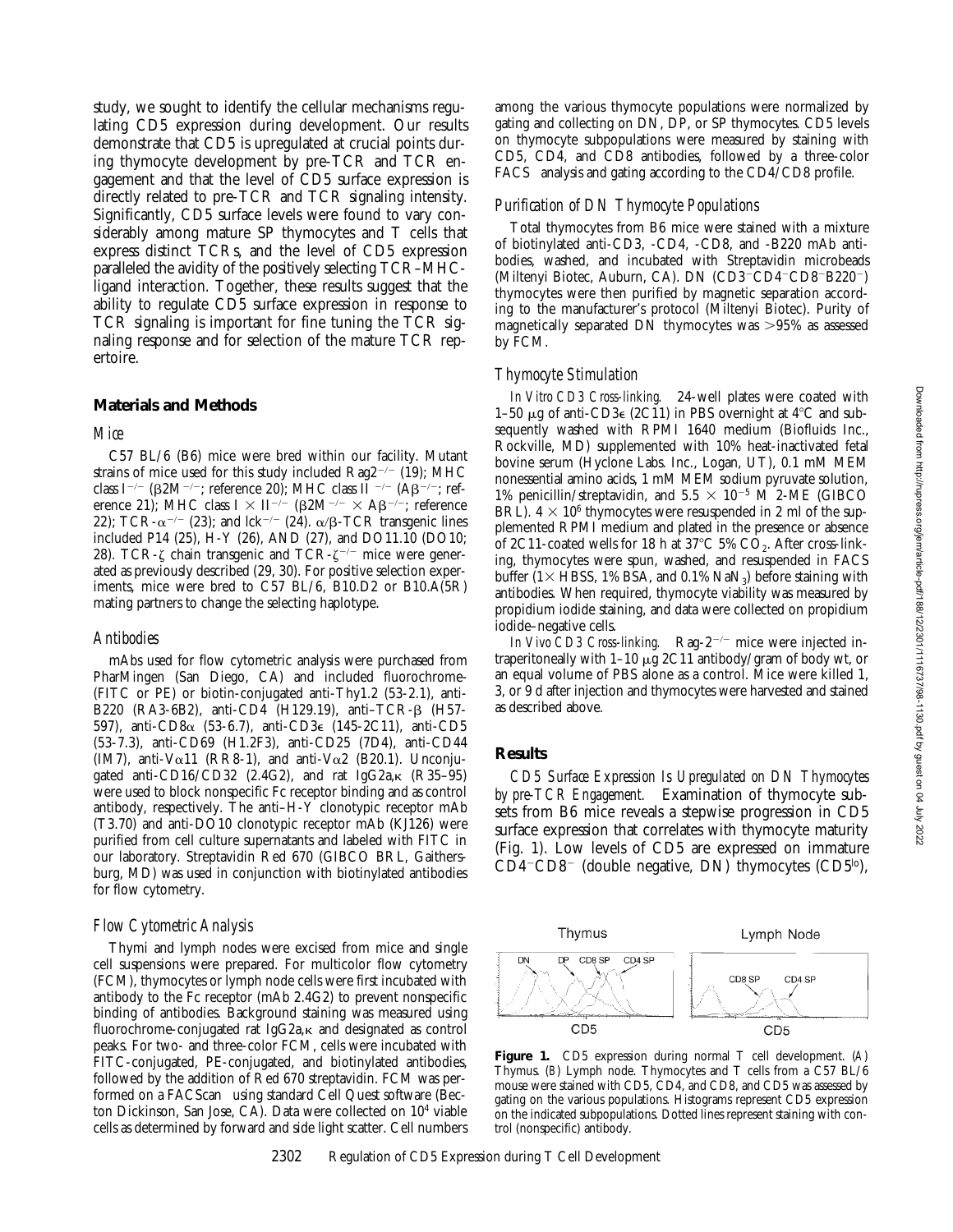study, we sought to identify the cellular mechanisms regulating CD5 expression during development. Our results demonstrate that CD5 is upregulated at crucial points during thymocyte development by pre-TCR and TCR engagement and that the level of CD5 surface expression is directly related to pre-TCR and TCR signaling intensity. Significantly, CD5 surface levels were found to vary considerably among mature SP thymocytes and T cells that express distinct TCRs, and the level of CD5 expression paralleled the avidity of the positively selecting TCR–MHC-ligand interaction. Together, these results suggest that the ability to regulate CD5 surface expression in response to TCR signaling is important for fine tuning the TCR signaling response and for selection of the mature TCR repertoire.

## Materials and Methods

### Mice

C57 BL/6 (B6) mice were bred within our facility. Mutant strains of mice used for this study included Rag2$^{-/-}$ (19); MHC class I$^{-/-}$ (β2M$^{-/-}$; reference 20); MHC class II$^{-/-}$ (Aβ$^{-/-}$; reference 21); MHC class I × II$^{-/-}$ (β2M$^{-/-}$ × Aβ$^{-/-}$; reference 22); TCR-α$^{-/-}$ (23); and lck$^{-/-}$ (24). α/β-TCR transgenic lines included P14 (25), H-Y (26), AND (27), and DO11.10 (DO10; 28). TCR-ζ chain transgenic and TCR-ζ$^{-/-}$ mice were generated as previously described (29, 30). For positive selection experiments, mice were bred to C57 BL/6, B10.D2 or B10.A(5R) mating partners to change the selecting haplotype.

### Antibodies

mAbs used for flow cytometric analysis were purchased from PharMingen (San Diego, CA) and included fluorochrome- (FITC or PE) or biotin-conjugated anti-Thy1.2 (53-2.1), anti-B220 (RA3-6B2), anti-CD4 (H129.19), anti–TCR-β (H57-597), anti-CD8α (53-6.7), anti-CD3ε (145-2C11), anti-CD5 (53-7.3), anti-CD69 (H1.2F3), anti-CD25 (7D4), anti-CD44 (IM7), anti-Vα11 (RR8-1), and anti-Vα2 (B20.1). Unconjugated anti-CD16/CD32 (2.4G2), and rat IgG2a,κ (R35–95) were used to block nonspecific Fc receptor binding and as control antibody, respectively. The anti–H-Y clonotypic receptor mAb (T3.70) and anti-DO10 clonotypic receptor mAb (KJ126) were purified from cell culture supernatants and labeled with FITC in our laboratory. Streptavidin Red 670 (GIBCO BRL, Gaithersburg, MD) was used in conjunction with biotinylated antibodies for flow cytometry.

### Flow Cytometric Analysis

Thymi and lymph nodes were excised from mice and single cell suspensions were prepared. For multicolor flow cytometry (FCM), thymocytes or lymph node cells were first incubated with antibody to the Fc receptor (mAb 2.4G2) to prevent nonspecific binding of antibodies. Background staining was measured using fluorochrome-conjugated rat IgG2a,κ and designated as control peaks. For two- and three-color FCM, cells were incubated with FITC-conjugated, PE-conjugated, and biotinylated antibodies, followed by the addition of Red 670 streptavidin. FCM was performed on a FACScan® using standard Cell Quest software (Becton Dickinson, San Jose, CA). Data were collected on $10^4$ viable cells as determined by forward and side light scatter. Cell numbers among the various thymocyte populations were normalized by gating and collecting on DN, DP, or SP thymocytes. CD5 levels on thymocyte subpopulations were measured by staining with CD5, CD4, and CD8 antibodies, followed by a three-color FACS® analysis and gating according to the CD4/CD8 profile.

### Purification of DN Thymocyte Populations

Total thymocytes from B6 mice were stained with a mixture of biotinylated anti-CD3, -CD4, -CD8, and -B220 mAb antibodies, washed, and incubated with Streptavidin microbeads (Miltenyi Biotec, Auburn, CA). DN (CD3$^-$CD4$^-$CD8$^-$B220$^-$) thymocytes were then purified by magnetic separation according to the manufacturer's protocol (Miltenyi Biotec). Purity of magnetically separated DN thymocytes was >95% as assessed by FCM.

### Thymocyte Stimulation

*In Vitro CD3 Cross-linking.* 24-well plates were coated with 1–50 μg of anti-CD3ε (2C11) in PBS overnight at 4°C and subsequently washed with RPMI 1640 medium (Biofluids Inc., Rockville, MD) supplemented with 10% heat-inactivated fetal bovine serum (Hyclone Labs. Inc., Logan, UT), 0.1 mM MEM nonessential amino acids, 1 mM MEM sodium pyruvate solution, 1% penicillin/streptavidin, and $5.5 \times 10^{-5}$ M 2-ME (GIBCO BRL). $4 \times 10^6$ thymocytes were resuspended in 2 ml of the supplemented RPMI medium and plated in the presence or absence of 2C11-coated wells for 18 h at 37°C 5% $CO_2$. After cross-linking, thymocytes were spun, washed, and resuspended in FACS buffer (1× HBSS, 1% BSA, and 0.1% $NaN_3$) before staining with antibodies. When required, thymocyte viability was measured by propidium iodide staining, and data were collected on propidium iodide–negative cells.

*In Vivo CD3 Cross-linking.* Rag-2$^{-/-}$ mice were injected intraperitoneally with 1–10 μg 2C11 antibody/gram of body wt, or an equal volume of PBS alone as a control. Mice were killed 1, 3, or 9 d after injection and thymocytes were harvested and stained as described above.

## Results

*CD5 Surface Expression Is Upregulated on DN Thymocytes by pre-TCR Engagement.* Examination of thymocyte subsets from B6 mice reveals a stepwise progression in CD5 surface expression that correlates with thymocyte maturity (Fig. 1). Low levels of CD5 are expressed on immature CD4$^-$CD8$^-$ (double negative, DN) thymocytes (CD5$^{lo}$),

**Figure 1.** CD5 expression during normal T cell development. (A) Thymus. (B) Lymph node. Thymocytes and T cells from a C57 BL/6 mouse were stained with CD5, CD4, and CD8, and CD5 was assessed by gating on the various populations. Histograms represent CD5 expression on the indicated subpopulations. Dotted lines represent staining with control (nonspecific) antibody.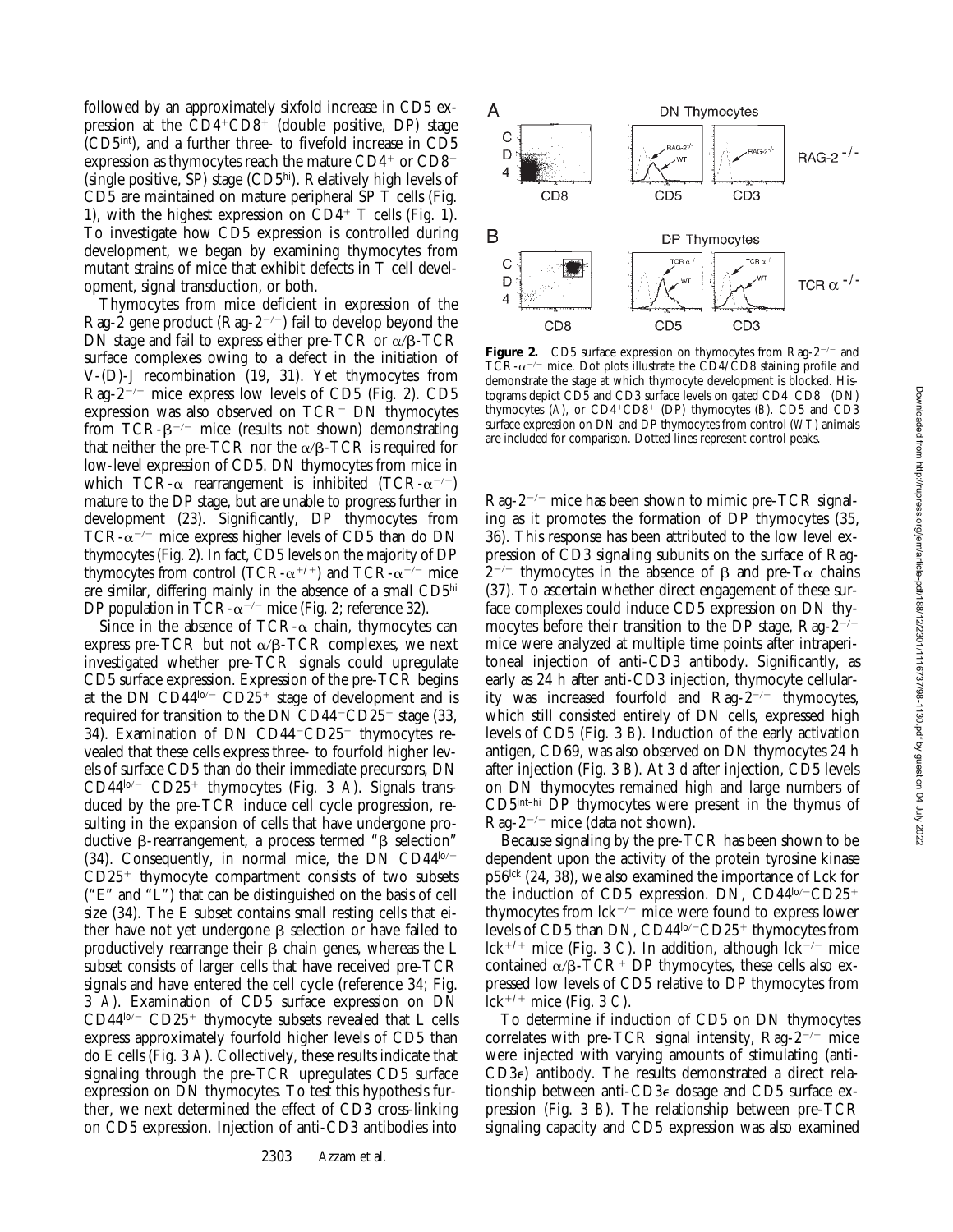followed by an approximately sixfold increase in CD5 expression at the $CD4^+CD8^+$ (double positive, DP) stage ($CD5^{int}$), and a further three- to fivefold increase in CD5 expression as thymocytes reach the mature $CD4^+$ or $CD8^+$ (single positive, SP) stage ($CD5^{hi}$). Relatively high levels of CD5 are maintained on mature peripheral SP T cells (Fig. 1), with the highest expression on $CD4^+$ T cells (Fig. 1). To investigate how CD5 expression is controlled during development, we began by examining thymocytes from mutant strains of mice that exhibit defects in T cell development, signal transduction, or both.

Thymocytes from mice deficient in expression of the Rag-2 gene product (Rag-$2^{-/-}$) fail to develop beyond the DN stage and fail to express either pre-TCR or $\alpha/\beta$-TCR surface complexes owing to a defect in the initiation of V-(D)-J recombination (19, 31). Yet thymocytes from Rag-$2^{-/-}$ mice express low levels of CD5 (Fig. 2). CD5 expression was also observed on $TCR^-$ DN thymocytes from TCR-$\beta^{-/-}$ mice (results not shown) demonstrating that neither the pre-TCR nor the $\alpha/\beta$-TCR is required for low-level expression of CD5. DN thymocytes from mice in which TCR-$\alpha$ rearrangement is inhibited (TCR-$\alpha^{-/-}$) mature to the DP stage, but are unable to progress further in development (23). Significantly, DP thymocytes from TCR-$\alpha^{-/-}$ mice express higher levels of CD5 than do DN thymocytes (Fig. 2). In fact, CD5 levels on the majority of DP thymocytes from control (TCR-$\alpha^{+/+}$) and TCR-$\alpha^{-/-}$ mice are similar, differing mainly in the absence of a small $CD5^{hi}$ DP population in TCR-$\alpha^{-/-}$ mice (Fig. 2; reference 32).

Since in the absence of TCR-$\alpha$ chain, thymocytes can express pre-TCR but not $\alpha/\beta$-TCR complexes, we next investigated whether pre-TCR signals could upregulate CD5 surface expression. Expression of the pre-TCR begins at the DN $CD44^{lo/-}$ $CD25^+$ stage of development and is required for transition to the DN $CD44^-CD25^-$ stage (33, 34). Examination of DN $CD44^-CD25^-$ thymocytes revealed that these cells express three- to fourfold higher levels of surface CD5 than do their immediate precursors, DN $CD44^{lo/-}$ $CD25^+$ thymocytes (Fig. 3 A). Signals transduced by the pre-TCR induce cell cycle progression, resulting in the expansion of cells that have undergone productive $\beta$-rearrangement, a process termed "$\beta$ selection" (34). Consequently, in normal mice, the DN $CD44^{lo/-}$ $CD25^+$ thymocyte compartment consists of two subsets ("E" and "L") that can be distinguished on the basis of cell size (34). The E subset contains small resting cells that either have not yet undergone $\beta$ selection or have failed to productively rearrange their $\beta$ chain genes, whereas the L subset consists of larger cells that have received pre-TCR signals and have entered the cell cycle (reference 34; Fig. 3 A). Examination of CD5 surface expression on DN $CD44^{lo/-}$ $CD25^+$ thymocyte subsets revealed that L cells express approximately fourfold higher levels of CD5 than do E cells (Fig. 3 A). Collectively, these results indicate that signaling through the pre-TCR upregulates CD5 surface expression on DN thymocytes. To test this hypothesis further, we next determined the effect of CD3 cross-linking on CD5 expression. Injection of anti-CD3 antibodies into

**Figure 2.** CD5 surface expression on thymocytes from Rag-$2^{-/-}$ and TCR-$\alpha^{-/-}$ mice. Dot plots illustrate the CD4/CD8 staining profile and demonstrate the stage at which thymocyte development is blocked. Histograms depict CD5 and CD3 surface levels on gated $CD4^-CD8^-$ (DN) thymocytes (A), or $CD4^+CD8^+$ (DP) thymocytes (B). CD5 and CD3 surface expression on DN and DP thymocytes from control (WT) animals are included for comparison. Dotted lines represent control peaks.

Rag-$2^{-/-}$ mice has been shown to mimic pre-TCR signaling as it promotes the formation of DP thymocytes (35, 36). This response has been attributed to the low level expression of CD3 signaling subunits on the surface of Rag-$2^{-/-}$ thymocytes in the absence of $\beta$ and pre-T$\alpha$ chains (37). To ascertain whether direct engagement of these surface complexes could induce CD5 expression on DN thymocytes before their transition to the DP stage, Rag-$2^{-/-}$ mice were analyzed at multiple time points after intraperitoneal injection of anti-CD3 antibody. Significantly, as early as 24 h after anti-CD3 injection, thymocyte cellularity was increased fourfold and Rag-$2^{-/-}$ thymocytes, which still consisted entirely of DN cells, expressed high levels of CD5 (Fig. 3 B). Induction of the early activation antigen, CD69, was also observed on DN thymocytes 24 h after injection (Fig. 3 B). At 3 d after injection, CD5 levels on DN thymocytes remained high and large numbers of $CD5^{int-hi}$ DP thymocytes were present in the thymus of Rag-$2^{-/-}$ mice (data not shown).

Because signaling by the pre-TCR has been shown to be dependent upon the activity of the protein tyrosine kinase $p56^{lck}$ (24, 38), we also examined the importance of Lck for the induction of CD5 expression. DN, $CD44^{lo/-}CD25^+$ thymocytes from $lck^{-/-}$ mice were found to express lower levels of CD5 than DN, $CD44^{lo/-}CD25^+$ thymocytes from $lck^{+/+}$ mice (Fig. 3 C). In addition, although $lck^{-/-}$ mice contained $\alpha/\beta$-$TCR^+$ DP thymocytes, these cells also expressed low levels of CD5 relative to DP thymocytes from $lck^{+/+}$ mice (Fig. 3 C).

To determine if induction of CD5 on DN thymocytes correlates with pre-TCR signal intensity, Rag-$2^{-/-}$ mice were injected with varying amounts of stimulating (anti-CD3$\epsilon$) antibody. The results demonstrated a direct relationship between anti-CD3$\epsilon$ dosage and CD5 surface expression (Fig. 3 B). The relationship between pre-TCR signaling capacity and CD5 expression was also examined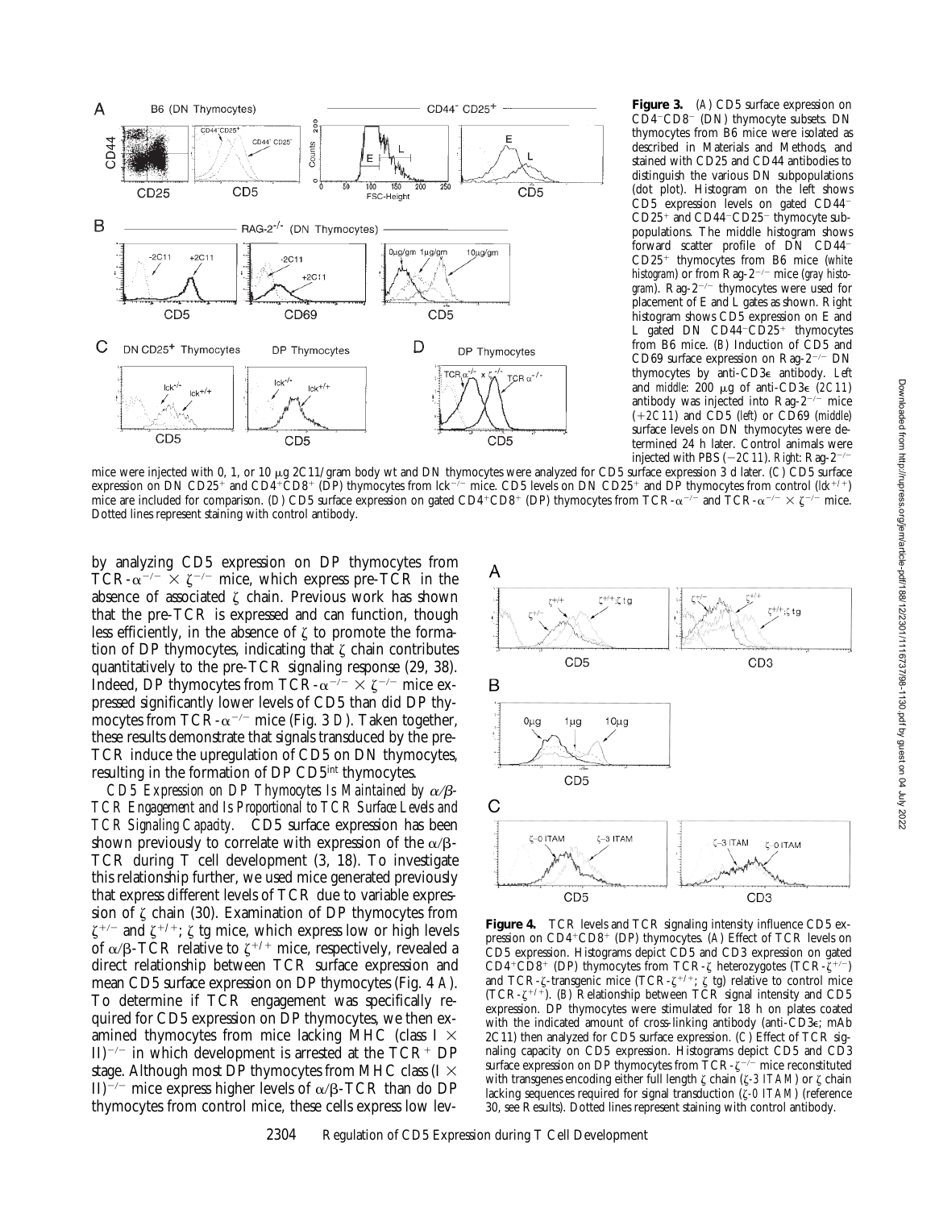**Figure 3.** (A) CD5 surface expression on $CD4^-CD8^-$ (DN) thymocyte subsets. DN thymocytes from B6 mice were isolated as described in Materials and Methods, and stained with CD25 and CD44 antibodies to distinguish the various DN subpopulations (dot plot). Histogram on the left shows CD5 expression levels on gated $CD44^-CD25^+$ and $CD44^-CD25^-$ thymocyte subpopulations. The middle histogram shows forward scatter profile of DN $CD44^-CD25^+$ thymocytes from B6 mice (*white histogram*) or from $Rag\text{-}2^{-/-}$ mice (*gray histogram*). $Rag\text{-}2^{-/-}$ thymocytes were used for placement of E and L gates as shown. Right histogram shows CD5 expression on E and L gated DN $CD44^-CD25^+$ thymocytes from B6 mice. (B) Induction of CD5 and CD69 surface expression on $Rag\text{-}2^{-/-}$ DN thymocytes by anti-CD3ε antibody. *Left* and *middle*: 200 μg of anti-CD3ε (*2C11*) antibody was injected into $Rag\text{-}2^{-/-}$ mice (*+2C11*) and CD5 (*left*) or CD69 (*middle*) surface levels on DN thymocytes were determined 24 h later. Control animals were injected with PBS (*−2C11*). *Right*: $Rag\text{-}2^{-/-}$ mice were injected with 0, 1, or 10 μg 2C11/gram body wt and DN thymocytes were analyzed for CD5 surface expression 3 d later. (C) CD5 surface expression on DN $CD25^+$ and $CD4^+CD8^+$ (DP) thymocytes from $lck^{-/-}$ mice. CD5 levels on DN $CD25^+$ and DP thymocytes from control ($lck^{+/+}$) mice are included for comparison. (D) CD5 surface expression on gated $CD4^+CD8^+$ (DP) thymocytes from $TCR\text{-}\alpha^{-/-}$ and $TCR\text{-}\alpha^{-/-} \times \zeta^{-/-}$ mice. Dotted lines represent staining with control antibody.

by analyzing CD5 expression on DP thymocytes from $TCR\text{-}\alpha^{-/-} \times \zeta^{-/-}$ mice, which express pre-TCR in the absence of associated ζ chain. Previous work has shown that the pre-TCR is expressed and can function, though less efficiently, in the absence of ζ to promote the formation of DP thymocytes, indicating that ζ chain contributes quantitatively to the pre-TCR signaling response (29, 38). Indeed, DP thymocytes from $TCR\text{-}\alpha^{-/-} \times \zeta^{-/-}$ mice expressed significantly lower levels of CD5 than did DP thymocytes from $TCR\text{-}\alpha^{-/-}$ mice (Fig. 3 *D*). Taken together, these results demonstrate that signals transduced by the pre-TCR induce the upregulation of CD5 on DN thymocytes, resulting in the formation of DP $CD5^{int}$ thymocytes.

*CD5 Expression on DP Thymocytes Is Maintained by α/β-TCR Engagement and Is Proportional to TCR Surface Levels and TCR Signaling Capacity.* CD5 surface expression has been shown previously to correlate with expression of the α/β-TCR during T cell development (3, 18). To investigate this relationship further, we used mice generated previously that express different levels of TCR due to variable expression of ζ chain (30). Examination of DP thymocytes from $\zeta^{+/-}$ and $\zeta^{+/+}$; ζ tg mice, which express low or high levels of α/β-TCR relative to $\zeta^{+/+}$ mice, respectively, revealed a direct relationship between TCR surface expression and mean CD5 surface expression on DP thymocytes (Fig. 4 *A*). To determine if TCR engagement was specifically required for CD5 expression on DP thymocytes, we then examined thymocytes from mice lacking MHC (class I × $II)^{-/-}$ in which development is arrested at the $TCR^+$ DP stage. Although most DP thymocytes from MHC class (I × $II)^{-/-}$ mice express higher levels of α/β-TCR than do DP thymocytes from control mice, these cells express low lev-

**Figure 4.** TCR levels and TCR signaling intensity influence CD5 expression on $CD4^+CD8^+$ (DP) thymocytes. (A) Effect of TCR levels on CD5 expression. Histograms depict CD5 and CD3 expression on gated $CD4^+CD8^+$ (DP) thymocytes from TCR-ζ heterozygotes ($TCR\text{-}\zeta^{+/-}$) and TCR-ζ-transgenic mice ($TCR\text{-}\zeta^{+/+}$; ζ tg) relative to control mice ($TCR\text{-}\zeta^{+/+}$). (B) Relationship between TCR signal intensity and CD5 expression. DP thymocytes were stimulated for 18 h on plates coated with the indicated amount of cross-linking antibody (anti-CD3ε; mAb 2C11) then analyzed for CD5 surface expression. (C) Effect of TCR signaling capacity on CD5 expression. Histograms depict CD5 and CD3 surface expression on DP thymocytes from $TCR\text{-}\zeta^{-/-}$ mice reconstituted with transgenes encoding either full length ζ chain (*ζ-3 ITAM*) or ζ chain lacking sequences required for signal transduction (*ζ-0 ITAM*) (reference 30, see Results). Dotted lines represent staining with control antibody.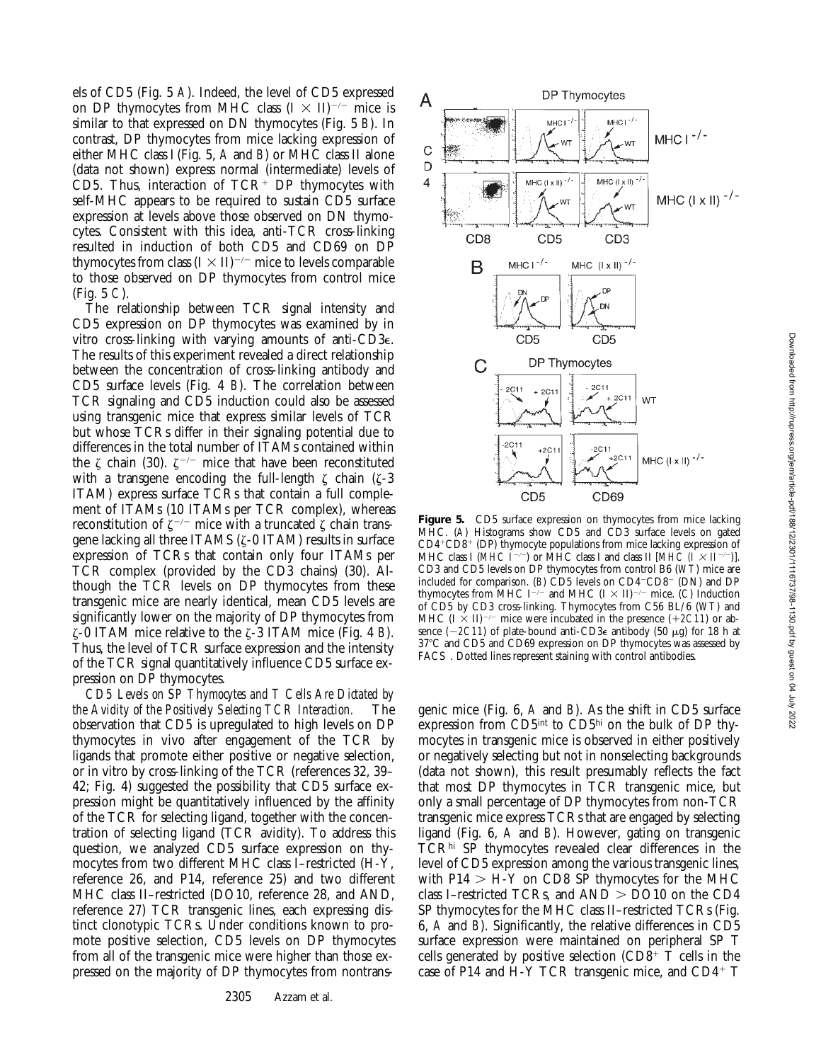els of CD5 (Fig. 5 *A*). Indeed, the level of CD5 expressed on DP thymocytes from MHC class $(I \times II)^{-/-}$ mice is similar to that expressed on DN thymocytes (Fig. 5 *B*). In contrast, DP thymocytes from mice lacking expression of either MHC class I (Fig. 5, *A* and *B*) or MHC class II alone (data not shown) express normal (intermediate) levels of CD5. Thus, interaction of $TCR^+$ DP thymocytes with self-MHC appears to be required to sustain CD5 surface expression at levels above those observed on DN thymocytes. Consistent with this idea, anti-TCR cross-linking resulted in induction of both CD5 and CD69 on DP thymocytes from class $(I \times II)^{-/-}$ mice to levels comparable to those observed on DP thymocytes from control mice (Fig. 5 *C*).

The relationship between TCR signal intensity and CD5 expression on DP thymocytes was examined by in vitro cross-linking with varying amounts of anti-CD3ε. The results of this experiment revealed a direct relationship between the concentration of cross-linking antibody and CD5 surface levels (Fig. 4 *B*). The correlation between TCR signaling and CD5 induction could also be assessed using transgenic mice that express similar levels of TCR but whose TCRs differ in their signaling potential due to differences in the total number of ITAMs contained within the ζ chain (30). $\zeta^{-/-}$ mice that have been reconstituted with a transgene encoding the full-length ζ chain (ζ-3 ITAM) express surface TCRs that contain a full complement of ITAMs (10 ITAMs per TCR complex), whereas reconstitution of $\zeta^{-/-}$ mice with a truncated ζ chain transgene lacking all three ITAMS (ζ-0 ITAM) results in surface expression of TCRs that contain only four ITAMs per TCR complex (provided by the CD3 chains) (30). Although the TCR levels on DP thymocytes from these transgenic mice are nearly identical, mean CD5 levels are significantly lower on the majority of DP thymocytes from ζ-0 ITAM mice relative to the ζ-3 ITAM mice (Fig. 4 *B*). Thus, the level of TCR surface expression and the intensity of the TCR signal quantitatively influence CD5 surface expression on DP thymocytes.

*CD5 Levels on SP Thymocytes and T Cells Are Dictated by the Avidity of the Positively Selecting TCR Interaction.* The observation that CD5 is upregulated to high levels on DP thymocytes in vivo after engagement of the TCR by ligands that promote either positive or negative selection, or in vitro by cross-linking of the TCR (references 32, 39–42; Fig. 4) suggested the possibility that CD5 surface expression might be quantitatively influenced by the affinity of the TCR for selecting ligand, together with the concentration of selecting ligand (TCR avidity). To address this question, we analyzed CD5 surface expression on thymocytes from two different MHC class I–restricted (H-Y, reference 26, and P14, reference 25) and two different MHC class II–restricted (DO10, reference 28, and AND, reference 27) TCR transgenic lines, each expressing distinct clonotypic TCRs. Under conditions known to promote positive selection, CD5 levels on DP thymocytes from all of the transgenic mice were higher than those expressed on the majority of DP thymocytes from nontransgenic mice (Fig. 6, *A* and *B*). As the shift in CD5 surface expression from $CD5^{int}$ to $CD5^{hi}$ on the bulk of DP thymocytes in transgenic mice is observed in either positively or negatively selecting but not in nonselecting backgrounds (data not shown), this result presumably reflects the fact that most DP thymocytes in TCR transgenic mice, but only a small percentage of DP thymocytes from non-TCR transgenic mice express TCRs that are engaged by selecting ligand (Fig. 6, *A* and *B*). However, gating on transgenic $TCR^{hi}$ SP thymocytes revealed clear differences in the level of CD5 expression among the various transgenic lines, with P14 > H-Y on CD8 SP thymocytes for the MHC class I–restricted TCRs, and AND > DO10 on the CD4 SP thymocytes for the MHC class II–restricted TCRs (Fig. 6, *A* and *B*). Significantly, the relative differences in CD5 surface expression were maintained on peripheral SP T cells generated by positive selection ($CD8^+$ T cells in the case of P14 and H-Y TCR transgenic mice, and $CD4^+$ T

**Figure 5.** CD5 surface expression on thymocytes from mice lacking MHC. (*A*) Histograms show CD5 and CD3 surface levels on gated $CD4^+CD8^+$ (DP) thymocyte populations from mice lacking expression of MHC class I ($MHC\ I^{-/-}$) or MHC class I and class II [$MHC\ (I \times II)^{-/-}$]. CD3 and CD5 levels on DP thymocytes from control B6 (*WT*) mice are included for comparison. (*B*) CD5 levels on $CD4^-CD8^-$ (DN) and DP thymocytes from MHC $I^{-/-}$ and MHC $(I \times II)^{-/-}$ mice. (*C*) Induction of CD5 by CD3 cross-linking. Thymocytes from C56 BL/6 (*WT*) and MHC $(I \times II)^{-/-}$ mice were incubated in the presence (*+2C11*) or absence (*−2C11*) of plate-bound anti-CD3ε antibody (50 μg) for 18 h at 37°C and CD5 and CD69 expression on DP thymocytes was assessed by FACS®. Dotted lines represent staining with control antibodies.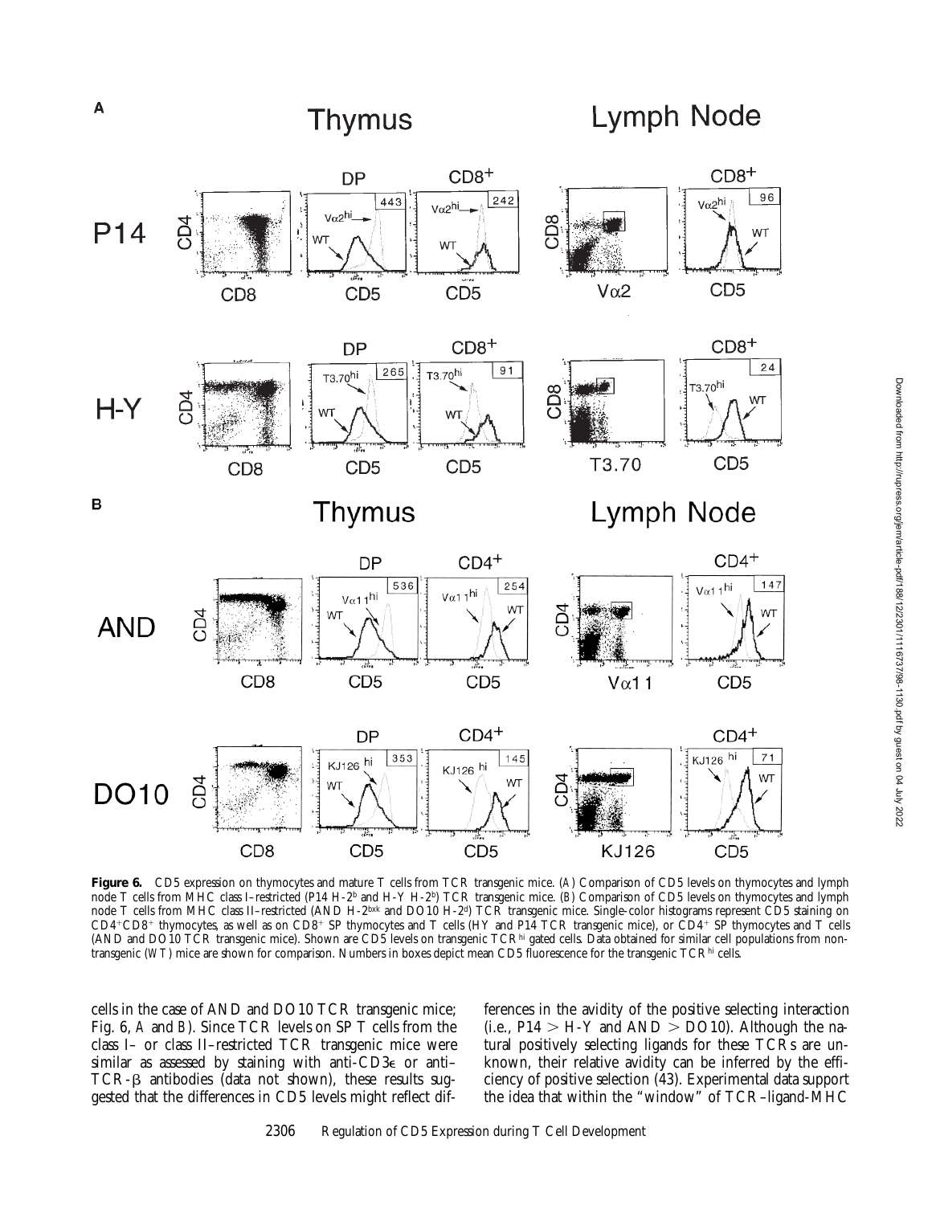**Figure 6.** CD5 expression on thymocytes and mature T cells from TCR transgenic mice. (A) Comparison of CD5 levels on thymocytes and lymph node T cells from MHC class I–restricted (P14 H-2[b] and H-Y H-2[b]) TCR transgenic mice. (B) Comparison of CD5 levels on thymocytes and lymph node T cells from MHC class II–restricted (AND H-2[bxk] and DO10 H-2[d]) TCR transgenic mice. Single-color histograms represent CD5 staining on $CD4^+CD8^+$ thymocytes, as well as on $CD8^+$ SP thymocytes and T cells (HY and P14 TCR transgenic mice), or $CD4^+$ SP thymocytes and T cells (AND and DO10 TCR transgenic mice). Shown are CD5 levels on transgenic $TCR^{hi}$ gated cells. Data obtained for similar cell populations from nontransgenic (WT) mice are shown for comparison. Numbers in boxes depict mean CD5 fluorescence for the transgenic $TCR^{hi}$ cells.

cells in the case of AND and DO10 TCR transgenic mice; Fig. 6, A and B). Since TCR levels on SP T cells from the class I– or class II–restricted TCR transgenic mice were similar as assessed by staining with anti-CD3ε or anti–TCR-β antibodies (data not shown), these results suggested that the differences in CD5 levels might reflect differences in the avidity of the positive selecting interaction (i.e., P14 > H-Y and AND > DO10). Although the natural positively selecting ligands for these TCRs are unknown, their relative avidity can be inferred by the efficiency of positive selection (43). Experimental data support the idea that within the "window" of TCR–ligand-MHC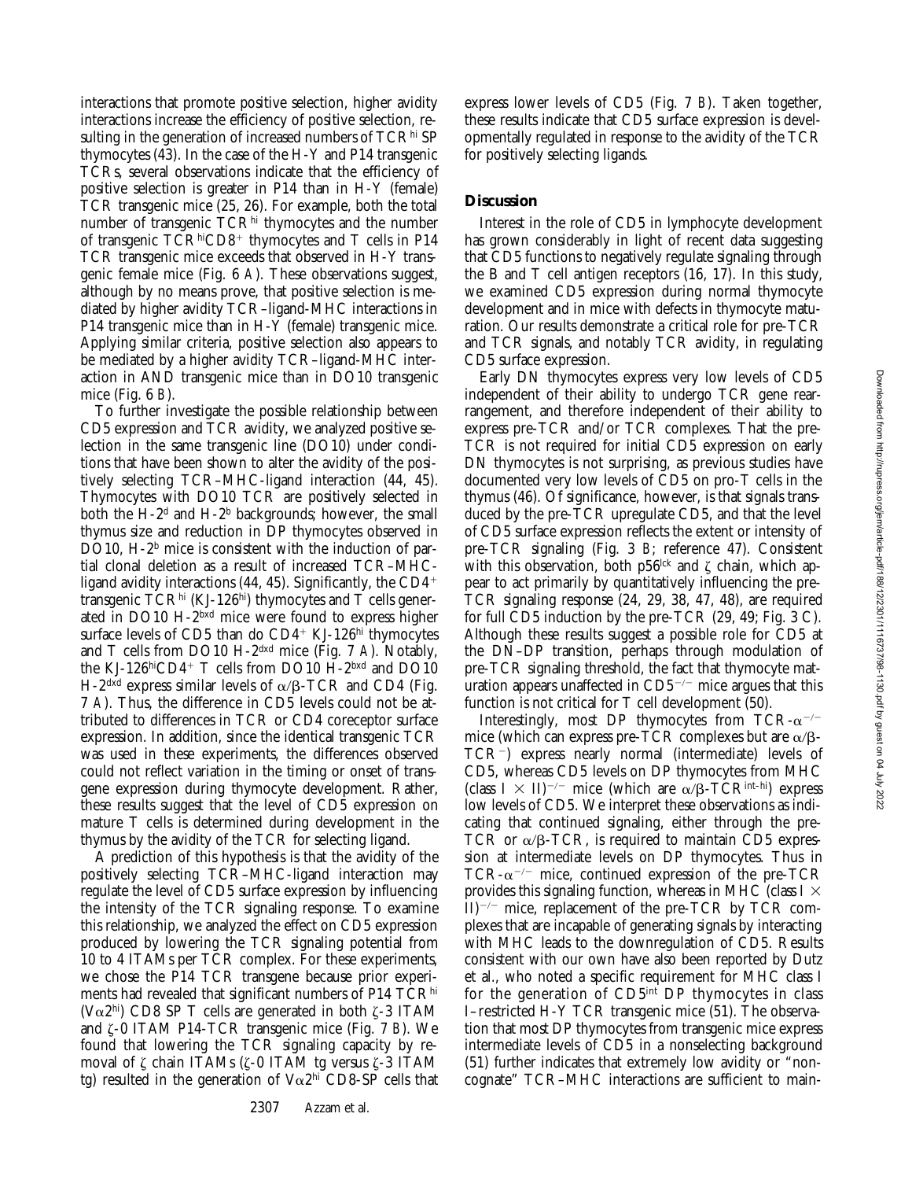interactions that promote positive selection, higher avidity interactions increase the efficiency of positive selection, resulting in the generation of increased numbers of TCR$^{hi}$ SP thymocytes (43). In the case of the H-Y and P14 transgenic TCRs, several observations indicate that the efficiency of positive selection is greater in P14 than in H-Y (female) TCR transgenic mice (25, 26). For example, both the total number of transgenic TCR$^{hi}$ thymocytes and the number of transgenic TCR$^{hi}$CD8$^{+}$ thymocytes and T cells in P14 TCR transgenic mice exceeds that observed in H-Y transgenic female mice (Fig. 6 *A*). These observations suggest, although by no means prove, that positive selection is mediated by higher avidity TCR–ligand-MHC interactions in P14 transgenic mice than in H-Y (female) transgenic mice. Applying similar criteria, positive selection also appears to be mediated by a higher avidity TCR–ligand-MHC interaction in AND transgenic mice than in DO10 transgenic mice (Fig. 6 *B*).

To further investigate the possible relationship between CD5 expression and TCR avidity, we analyzed positive selection in the same transgenic line (DO10) under conditions that have been shown to alter the avidity of the positively selecting TCR–MHC-ligand interaction (44, 45). Thymocytes with DO10 TCR are positively selected in both the H-2$^{d}$ and H-2$^{b}$ backgrounds; however, the small thymus size and reduction in DP thymocytes observed in DO10, H-2$^{b}$ mice is consistent with the induction of partial clonal deletion as a result of increased TCR–MHC-ligand avidity interactions (44, 45). Significantly, the CD4$^{+}$ transgenic TCR$^{hi}$ (KJ-126$^{hi}$) thymocytes and T cells generated in DO10 H-2$^{bxd}$ mice were found to express higher surface levels of CD5 than do CD4$^{+}$ KJ-126$^{hi}$ thymocytes and T cells from DO10 H-2$^{dxd}$ mice (Fig. 7 *A*). Notably, the KJ-126$^{hi}$CD4$^{+}$ T cells from DO10 H-2$^{bxd}$ and DO10 H-2$^{dxd}$ express similar levels of α/β-TCR and CD4 (Fig. 7 *A*). Thus, the difference in CD5 levels could not be attributed to differences in TCR or CD4 coreceptor surface expression. In addition, since the identical transgenic TCR was used in these experiments, the differences observed could not reflect variation in the timing or onset of transgene expression during thymocyte development. Rather, these results suggest that the level of CD5 expression on mature T cells is determined during development in the thymus by the avidity of the TCR for selecting ligand.

A prediction of this hypothesis is that the avidity of the positively selecting TCR–MHC-ligand interaction may regulate the level of CD5 surface expression by influencing the intensity of the TCR signaling response. To examine this relationship, we analyzed the effect on CD5 expression produced by lowering the TCR signaling potential from 10 to 4 ITAMs per TCR complex. For these experiments, we chose the P14 TCR transgene because prior experiments had revealed that significant numbers of P14 TCR$^{hi}$ (Vα2$^{hi}$) CD8 SP T cells are generated in both ζ-3 ITAM and ζ-0 ITAM P14-TCR transgenic mice (Fig. 7 *B*). We found that lowering the TCR signaling capacity by removal of ζ chain ITAMs (ζ-0 ITAM tg versus ζ-3 ITAM tg) resulted in the generation of Vα2$^{hi}$ CD8-SP cells that express lower levels of CD5 (Fig. 7 *B*). Taken together, these results indicate that CD5 surface expression is developmentally regulated in response to the avidity of the TCR for positively selecting ligands.

## Discussion

Interest in the role of CD5 in lymphocyte development has grown considerably in light of recent data suggesting that CD5 functions to negatively regulate signaling through the B and T cell antigen receptors (16, 17). In this study, we examined CD5 expression during normal thymocyte development and in mice with defects in thymocyte maturation. Our results demonstrate a critical role for pre-TCR and TCR signals, and notably TCR avidity, in regulating CD5 surface expression.

Early DN thymocytes express very low levels of CD5 independent of their ability to undergo TCR gene rearrangement, and therefore independent of their ability to express pre-TCR and/or TCR complexes. That the pre-TCR is not required for initial CD5 expression on early DN thymocytes is not surprising, as previous studies have documented very low levels of CD5 on pro-T cells in the thymus (46). Of significance, however, is that signals transduced by the pre-TCR upregulate CD5, and that the level of CD5 surface expression reflects the extent or intensity of pre-TCR signaling (Fig. 3 *B*; reference 47). Consistent with this observation, both p56$^{lck}$ and ζ chain, which appear to act primarily by quantitatively influencing the pre-TCR signaling response (24, 29, 38, 47, 48), are required for full CD5 induction by the pre-TCR (29, 49; Fig. 3 *C*). Although these results suggest a possible role for CD5 at the DN–DP transition, perhaps through modulation of pre-TCR signaling threshold, the fact that thymocyte maturation appears unaffected in CD5$^{-/-}$ mice argues that this function is not critical for T cell development (50).

Interestingly, most DP thymocytes from TCR-α$^{-/-}$ mice (which can express pre-TCR complexes but are α/β-TCR$^{-}$) express nearly normal (intermediate) levels of CD5, whereas CD5 levels on DP thymocytes from MHC (class I × II)$^{-/-}$ mice (which are α/β-TCR$^{int–hi}$) express low levels of CD5. We interpret these observations as indicating that continued signaling, either through the pre-TCR or α/β-TCR, is required to maintain CD5 expression at intermediate levels on DP thymocytes. Thus in TCR-α$^{-/-}$ mice, continued expression of the pre-TCR provides this signaling function, whereas in MHC (class I × II)$^{-/-}$ mice, replacement of the pre-TCR by TCR complexes that are incapable of generating signals by interacting with MHC leads to the downregulation of CD5. Results consistent with our own have also been reported by Dutz et al., who noted a specific requirement for MHC class I for the generation of CD5$^{int}$ DP thymocytes in class I–restricted H-Y TCR transgenic mice (51). The observation that most DP thymocytes from transgenic mice express intermediate levels of CD5 in a nonselecting background (51) further indicates that extremely low avidity or "noncognate" TCR–MHC interactions are sufficient to main-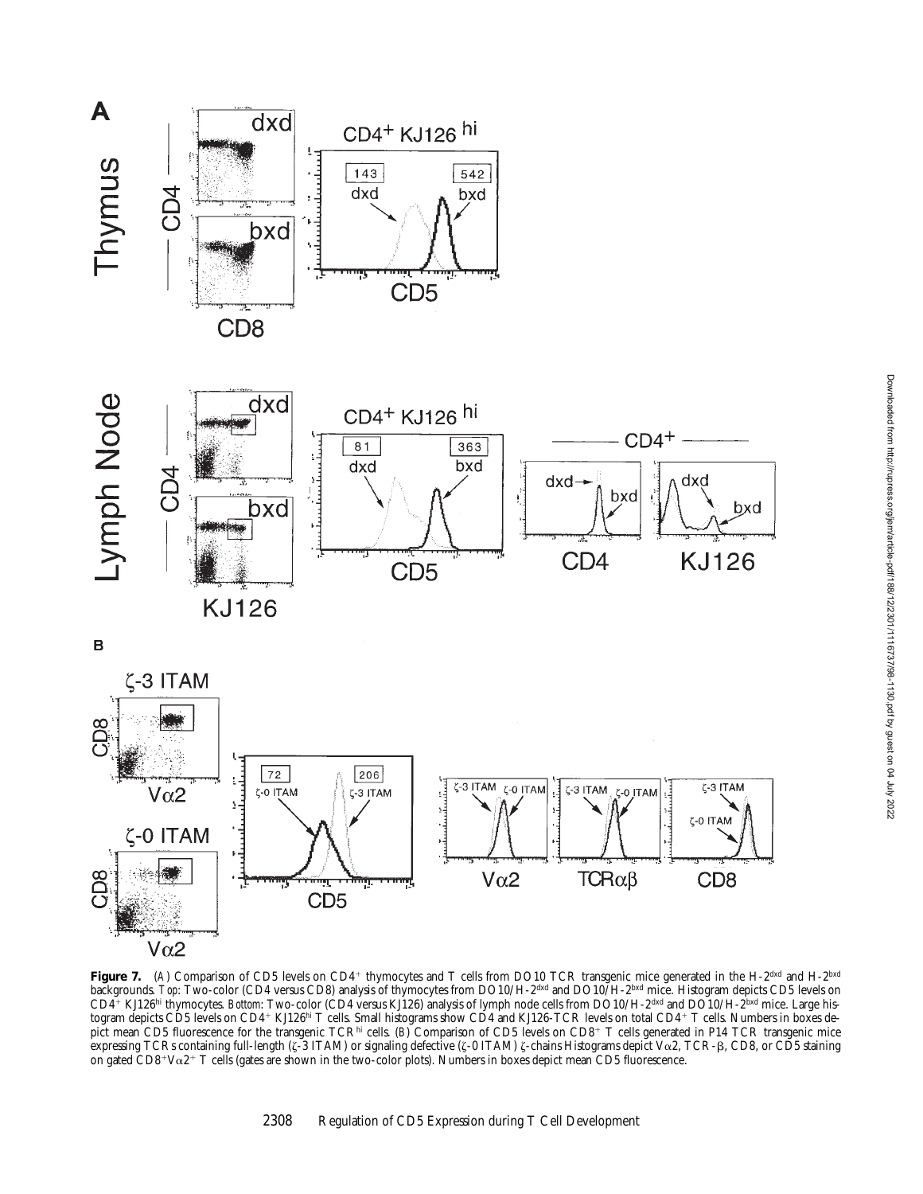**Figure 7.** (A) Comparison of CD5 levels on CD4$^+$ thymocytes and T cells from DO10 TCR transgenic mice generated in the H-2$^{dxd}$ and H-2$^{bxd}$ backgrounds. *Top*: Two-color (CD4 versus CD8) analysis of thymocytes from DO10/H-2$^{dxd}$ and DO10/H-2$^{bxd}$ mice. Histogram depicts CD5 levels on CD4$^+$ KJ126$^{hi}$ thymocytes. *Bottom*: Two-color (CD4 versus KJ126) analysis of lymph node cells from DO10/H-2$^{dxd}$ and DO10/H-2$^{bxd}$ mice. Large histogram depicts CD5 levels on CD4$^+$ KJ126$^{hi}$ T cells. Small histograms show CD4 and KJ126-TCR levels on total CD4$^+$ T cells. Numbers in boxes depict mean CD5 fluorescence for the transgenic TCR$^{hi}$ cells. (B) Comparison of CD5 levels on CD8$^+$ T cells generated in P14 TCR transgenic mice expressing TCRs containing full-length ($\zeta$-3 ITAM) or signaling defective ($\zeta$-0 ITAM) $\zeta$-chains Histograms depict V$\alpha$2, TCR-$\beta$, CD8, or CD5 staining on gated CD8$^+$V$\alpha$2$^+$ T cells (gates are shown in the two-color plots). Numbers in boxes depict mean CD5 fluorescence.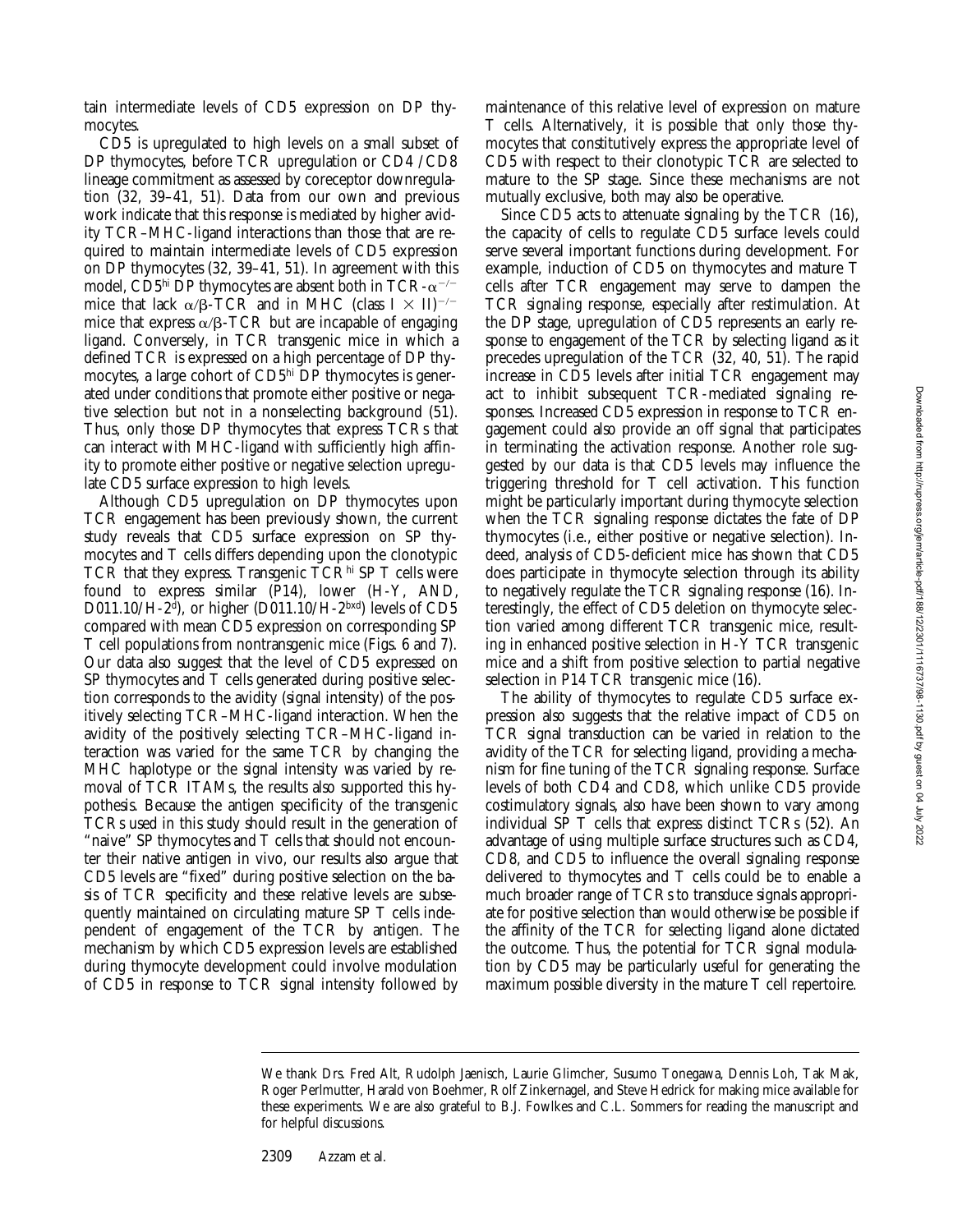tain intermediate levels of CD5 expression on DP thymocytes.

CD5 is upregulated to high levels on a small subset of DP thymocytes, before TCR upregulation or CD4/CD8 lineage commitment as assessed by coreceptor downregulation (32, 39–41, 51). Data from our own and previous work indicate that this response is mediated by higher avidity TCR–MHC-ligand interactions than those that are required to maintain intermediate levels of CD5 expression on DP thymocytes (32, 39–41, 51). In agreement with this model, CD5$^{hi}$ DP thymocytes are absent both in TCR-$\alpha^{-/-}$ mice that lack $\alpha/\beta$-TCR and in MHC (class I × II)$^{-/-}$ mice that express $\alpha/\beta$-TCR but are incapable of engaging ligand. Conversely, in TCR transgenic mice in which a defined TCR is expressed on a high percentage of DP thymocytes, a large cohort of CD5$^{hi}$ DP thymocytes is generated under conditions that promote either positive or negative selection but not in a nonselecting background (51). Thus, only those DP thymocytes that express TCRs that can interact with MHC-ligand with sufficiently high affinity to promote either positive or negative selection upregulate CD5 surface expression to high levels.

Although CD5 upregulation on DP thymocytes upon TCR engagement has been previously shown, the current study reveals that CD5 surface expression on SP thymocytes and T cells differs depending upon the clonotypic TCR that they express. Transgenic TCR$^{hi}$ SP T cells were found to express similar (P14), lower (H-Y, AND, D011.10/H-2$^{d}$), or higher (D011.10/H-2$^{bxd}$) levels of CD5 compared with mean CD5 expression on corresponding SP T cell populations from nontransgenic mice (Figs. 6 and 7). Our data also suggest that the level of CD5 expressed on SP thymocytes and T cells generated during positive selection corresponds to the avidity (signal intensity) of the positively selecting TCR–MHC-ligand interaction. When the avidity of the positively selecting TCR–MHC-ligand interaction was varied for the same TCR by changing the MHC haplotype or the signal intensity was varied by removal of TCR ITAMs, the results also supported this hypothesis. Because the antigen specificity of the transgenic TCRs used in this study should result in the generation of "naive" SP thymocytes and T cells that should not encounter their native antigen in vivo, our results also argue that CD5 levels are "fixed" during positive selection on the basis of TCR specificity and these relative levels are subsequently maintained on circulating mature SP T cells independent of engagement of the TCR by antigen. The mechanism by which CD5 expression levels are established during thymocyte development could involve modulation of CD5 in response to TCR signal intensity followed by maintenance of this relative level of expression on mature T cells. Alternatively, it is possible that only those thymocytes that constitutively express the appropriate level of CD5 with respect to their clonotypic TCR are selected to mature to the SP stage. Since these mechanisms are not mutually exclusive, both may also be operative.

Since CD5 acts to attenuate signaling by the TCR (16), the capacity of cells to regulate CD5 surface levels could serve several important functions during development. For example, induction of CD5 on thymocytes and mature T cells after TCR engagement may serve to dampen the TCR signaling response, especially after restimulation. At the DP stage, upregulation of CD5 represents an early response to engagement of the TCR by selecting ligand as it precedes upregulation of the TCR (32, 40, 51). The rapid increase in CD5 levels after initial TCR engagement may act to inhibit subsequent TCR-mediated signaling responses. Increased CD5 expression in response to TCR engagement could also provide an off signal that participates in terminating the activation response. Another role suggested by our data is that CD5 levels may influence the triggering threshold for T cell activation. This function might be particularly important during thymocyte selection when the TCR signaling response dictates the fate of DP thymocytes (i.e., either positive or negative selection). Indeed, analysis of CD5-deficient mice has shown that CD5 does participate in thymocyte selection through its ability to negatively regulate the TCR signaling response (16). Interestingly, the effect of CD5 deletion on thymocyte selection varied among different TCR transgenic mice, resulting in enhanced positive selection in H-Y TCR transgenic mice and a shift from positive selection to partial negative selection in P14 TCR transgenic mice (16).

The ability of thymocytes to regulate CD5 surface expression also suggests that the relative impact of CD5 on TCR signal transduction can be varied in relation to the avidity of the TCR for selecting ligand, providing a mechanism for fine tuning of the TCR signaling response. Surface levels of both CD4 and CD8, which unlike CD5 provide costimulatory signals, also have been shown to vary among individual SP T cells that express distinct TCRs (52). An advantage of using multiple surface structures such as CD4, CD8, and CD5 to influence the overall signaling response delivered to thymocytes and T cells could be to enable a much broader range of TCRs to transduce signals appropriate for positive selection than would otherwise be possible if the affinity of the TCR for selecting ligand alone dictated the outcome. Thus, the potential for TCR signal modulation by CD5 may be particularly useful for generating the maximum possible diversity in the mature T cell repertoire.

We thank Drs. Fred Alt, Rudolph Jaenisch, Laurie Glimcher, Susumo Tonegawa, Dennis Loh, Tak Mak, Roger Perlmutter, Harald von Boehmer, Rolf Zinkernagel, and Steve Hedrick for making mice available for these experiments. We are also grateful to B.J. Fowlkes and C.L. Sommers for reading the manuscript and for helpful discussions.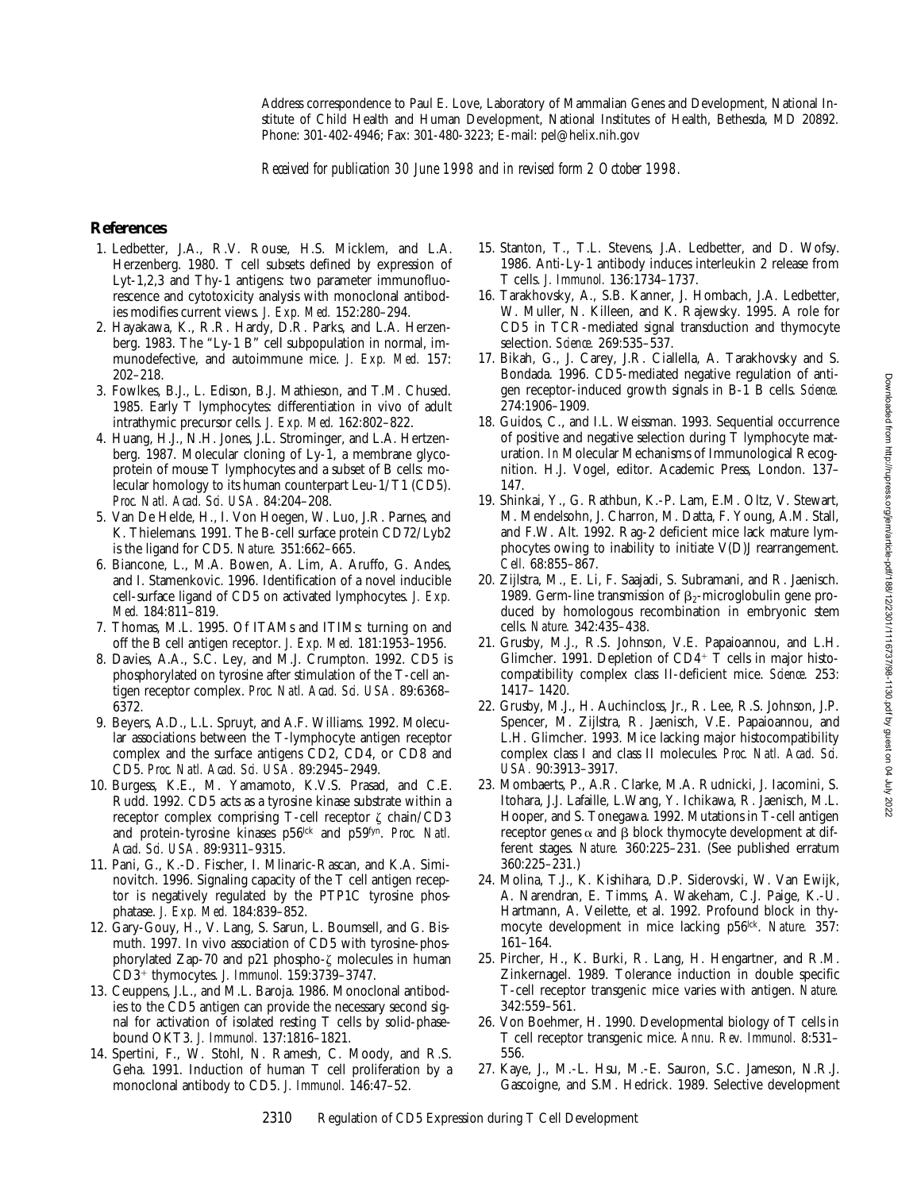Address correspondence to Paul E. Love, Laboratory of Mammalian Genes and Development, National Institute of Child Health and Human Development, National Institutes of Health, Bethesda, MD 20892. Phone: 301-402-4946; Fax: 301-480-3223; E-mail: pel@helix.nih.gov

*Received for publication 30 June 1998 and in revised form 2 October 1998.*

## References

1. Ledbetter, J.A., R.V. Rouse, H.S. Micklem, and L.A. Herzenberg. 1980. T cell subsets defined by expression of Lyt-1,2,3 and Thy-1 antigens: two parameter immunofluorescence and cytotoxicity analysis with monoclonal antibodies modifies current views. *J. Exp. Med.* 152:280–294.
2. Hayakawa, K., R.R. Hardy, D.R. Parks, and L.A. Herzenberg. 1983. The "Ly-1 B" cell subpopulation in normal, immunodefective, and autoimmune mice. *J. Exp. Med.* 157: 202–218.
3. Fowlkes, B.J., L. Edison, B.J. Mathieson, and T.M. Chused. 1985. Early T lymphocytes: differentiation in vivo of adult intrathymic precursor cells. *J. Exp. Med.* 162:802–822.
4. Huang, H.J., N.H. Jones, J.L. Strominger, and L.A. Hertzenberg. 1987. Molecular cloning of Ly-1, a membrane glycoprotein of mouse T lymphocytes and a subset of B cells: molecular homology to its human counterpart Leu-1/T1 (CD5). *Proc. Natl. Acad. Sci. USA.* 84:204–208.
5. Van De Helde, H., I. Von Hoegen, W. Luo, J.R. Parnes, and K. Thielemans. 1991. The B-cell surface protein CD72/Lyb2 is the ligand for CD5. *Nature.* 351:662–665.
6. Biancone, L., M.A. Bowen, A. Lim, A. Aruffo, G. Andes, and I. Stamenkovic. 1996. Identification of a novel inducible cell-surface ligand of CD5 on activated lymphocytes. *J. Exp. Med.* 184:811–819.
7. Thomas, M.L. 1995. Of ITAMs and ITIMs: turning on and off the B cell antigen receptor. *J. Exp. Med.* 181:1953–1956.
8. Davies, A.A., S.C. Ley, and M.J. Crumpton. 1992. CD5 is phosphorylated on tyrosine after stimulation of the T-cell antigen receptor complex. *Proc. Natl. Acad. Sci. USA.* 89:6368–6372.
9. Beyers, A.D., L.L. Spruyt, and A.F. Williams. 1992. Molecular associations between the T-lymphocyte antigen receptor complex and the surface antigens CD2, CD4, or CD8 and CD5. *Proc. Natl. Acad. Sci. USA.* 89:2945–2949.
10. Burgess, K.E., M. Yamamoto, K.V.S. Prasad, and C.E. Rudd. 1992. CD5 acts as a tyrosine kinase substrate within a receptor complex comprising T-cell receptor ζ chain/CD3 and protein-tyrosine kinases p56$^{lck}$ and p59$^{fyn}$. *Proc. Natl. Acad. Sci. USA.* 89:9311–9315.
11. Pani, G., K.-D. Fischer, I. Mlinaric-Rascan, and K.A. Siminovitch. 1996. Signaling capacity of the T cell antigen receptor is negatively regulated by the PTP1C tyrosine phosphatase. *J. Exp. Med.* 184:839–852.
12. Gary-Gouy, H., V. Lang, S. Sarun, L. Boumsell, and G. Bismuth. 1997. In vivo association of CD5 with tyrosine-phosphorylated Zap-70 and p21 phospho-ζ molecules in human CD3$^{+}$ thymocytes. *J. Immunol.* 159:3739–3747.
13. Ceuppens, J.L., and M.L. Baroja. 1986. Monoclonal antibodies to the CD5 antigen can provide the necessary second signal for activation of isolated resting T cells by solid-phase-bound OKT3. *J. Immunol.* 137:1816–1821.
14. Spertini, F., W. Stohl, N. Ramesh, C. Moody, and R.S. Geha. 1991. Induction of human T cell proliferation by a monoclonal antibody to CD5. *J. Immunol.* 146:47–52.
15. Stanton, T., T.L. Stevens, J.A. Ledbetter, and D. Wofsy. 1986. Anti-Ly-1 antibody induces interleukin 2 release from T cells. *J. Immunol.* 136:1734–1737.
16. Tarakhovsky, A., S.B. Kanner, J. Hombach, J.A. Ledbetter, W. Muller, N. Killeen, and K. Rajewsky. 1995. A role for CD5 in TCR-mediated signal transduction and thymocyte selection. *Science.* 269:535–537.
17. Bikah, G., J. Carey, J.R. Ciallella, A. Tarakhovsky and S. Bondada. 1996. CD5-mediated negative regulation of antigen receptor-induced growth signals in B-1 B cells. *Science.* 274:1906–1909.
18. Guidos, C., and I.L. Weissman. 1993. Sequential occurrence of positive and negative selection during T lymphocyte maturation. *In* Molecular Mechanisms of Immunological Recognition. H.J. Vogel, editor. Academic Press, London. 137–147.
19. Shinkai, Y., G. Rathbun, K.-P. Lam, E.M. Oltz, V. Stewart, M. Mendelsohn, J. Charron, M. Datta, F. Young, A.M. Stall, and F.W. Alt. 1992. Rag-2 deficient mice lack mature lymphocytes owing to inability to initiate V(D)J rearrangement. *Cell.* 68:855–867.
20. Zijlstra, M., E. Li, F. Saajadi, S. Subramani, and R. Jaenisch. 1989. Germ-line transmission of $\beta_2$-microglobulin gene produced by homologous recombination in embryonic stem cells. *Nature.* 342:435–438.
21. Grusby, M.J., R.S. Johnson, V.E. Papaioannou, and L.H. Glimcher. 1991. Depletion of CD4$^{+}$ T cells in major histocompatibility complex class II-deficient mice. *Science.* 253: 1417–1420.
22. Grusby, M.J., H. Auchincloss, Jr., R. Lee, R.S. Johnson, J.P. Spencer, M. Zijlstra, R. Jaenisch, V.E. Papaioannou, and L.H. Glimcher. 1993. Mice lacking major histocompatibility complex class I and class II molecules. *Proc. Natl. Acad. Sci. USA.* 90:3913–3917.
23. Mombaerts, P., A.R. Clarke, M.A. Rudnicki, J. Iacomini, S. Itohara, J.J. Lafaille, L.Wang, Y. Ichikawa, R. Jaenisch, M.L. Hooper, and S. Tonegawa. 1992. Mutations in T-cell antigen receptor genes α and β block thymocyte development at different stages. *Nature.* 360:225–231. (See published erratum 360:225–231.)
24. Molina, T.J., K. Kishihara, D.P. Siderovski, W. Van Ewijk, A. Narendran, E. Timms, A. Wakeham, C.J. Paige, K.-U. Hartmann, A. Veillette, et al. 1992. Profound block in thymocyte development in mice lacking p56$^{lck}$. *Nature.* 357: 161–164.
25. Pircher, H., K. Burki, R. Lang, H. Hengartner, and R.M. Zinkernagel. 1989. Tolerance induction in double specific T-cell receptor transgenic mice varies with antigen. *Nature.* 342:559–561.
26. Von Boehmer, H. 1990. Developmental biology of T cells in T cell receptor transgenic mice. *Annu. Rev. Immunol.* 8:531–556.
27. Kaye, J., M.-L. Hsu, M.-E. Sauron, S.C. Jameson, N.R.J. Gascoigne, and S.M. Hedrick. 1989. Selective development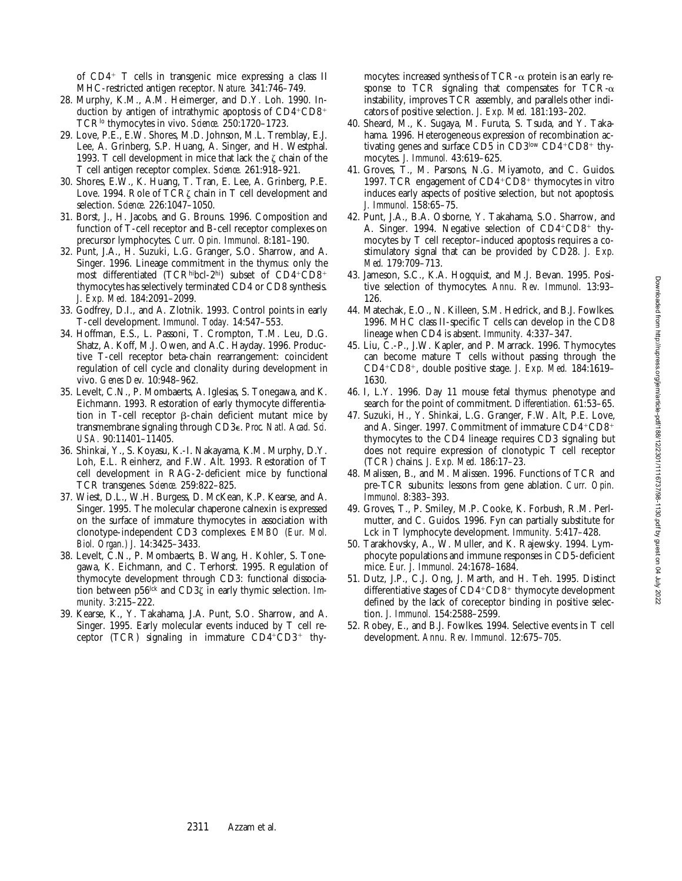of $CD4^+$ T cells in transgenic mice expressing a class II MHC-restricted antigen receptor. *Nature.* 341:746–749.

28. Murphy, K.M., A.M. Heimerger, and D.Y. Loh. 1990. Induction by antigen of intrathymic apoptosis of $CD4^+CD8^+$ $TCR^{lo}$ thymocytes in vivo. *Science.* 250:1720–1723.
29. Love, P.E., E.W. Shores, M.D. Johnson, M.L. Tremblay, E.J. Lee, A. Grinberg, S.P. Huang, A. Singer, and H. Westphal. 1993. T cell development in mice that lack the ζ chain of the T cell antigen receptor complex. *Science.* 261:918–921.
30. Shores, E.W., K. Huang, T. Tran, E. Lee, A. Grinberg, P.E. Love. 1994. Role of TCRζ chain in T cell development and selection. *Science.* 226:1047–1050.
31. Borst, J., H. Jacobs, and G. Brouns. 1996. Composition and function of T-cell receptor and B-cell receptor complexes on precursor lymphocytes. *Curr. Opin. Immunol.* 8:181–190.
32. Punt, J.A., H. Suzuki, L.G. Granger, S.O. Sharrow, and A. Singer. 1996. Lineage commitment in the thymus: only the most differentiated ($TCR^{hi}$bcl-$2^{hi}$) subset of $CD4^+CD8^+$ thymocytes has selectively terminated CD4 or CD8 synthesis. *J. Exp. Med.* 184:2091–2099.
33. Godfrey, D.I., and A. Zlotnik. 1993. Control points in early T-cell development. *Immunol. Today.* 14:547–553.
34. Hoffman, E.S., L. Passoni, T. Crompton, T.M. Leu, D.G. Shatz, A. Koff, M.J. Owen, and A.C. Hayday. 1996. Productive T-cell receptor beta-chain rearrangement: coincident regulation of cell cycle and clonality during development in vivo. *Genes Dev.* 10:948–962.
35. Levelt, C.N., P. Mombaerts, A. Iglesias, S. Tonegawa, and K. Eichmann. 1993. Restoration of early thymocyte differentiation in T-cell receptor β-chain deficient mutant mice by transmembrane signaling through CD3ε. *Proc. Natl. Acad. Sci. USA.* 90:11401–11405.
36. Shinkai, Y., S. Koyasu, K.-I. Nakayama, K.M. Murphy, D.Y. Loh, E.L. Reinherz, and F.W. Alt. 1993. Restoration of T cell development in RAG-2-deficient mice by functional TCR transgenes. *Science.* 259:822–825.
37. Wiest, D.L., W.H. Burgess, D. McKean, K.P. Kearse, and A. Singer. 1995. The molecular chaperone calnexin is expressed on the surface of immature thymocytes in association with clonotype-independent CD3 complexes. *EMBO (Eur. Mol. Biol. Organ.) J.* 14:3425–3433.
38. Levelt, C.N., P. Mombaerts, B. Wang, H. Kohler, S. Tonegawa, K. Eichmann, and C. Terhorst. 1995. Regulation of thymocyte development through CD3: functional dissociation between $p56^{lck}$ and CD3ζ in early thymic selection. *Immunity.* 3:215–222.
39. Kearse, K., Y. Takahama, J.A. Punt, S.O. Sharrow, and A. Singer. 1995. Early molecular events induced by T cell receptor (TCR) signaling in immature $CD4^+CD3^+$ thymocytes: increased synthesis of TCR-α protein is an early response to TCR signaling that compensates for TCR-α instability, improves TCR assembly, and parallels other indicators of positive selection. *J. Exp. Med.* 181:193–202.
40. Sheard, M., K. Sugaya, M. Furuta, S. Tsuda, and Y. Takahama. 1996. Heterogeneous expression of recombination activating genes and surface CD5 in $CD3^{low}$ $CD4^+CD8^+$ thymocytes. *J. Immunol.* 43:619–625.
41. Groves, T., M. Parsons, N.G. Miyamoto, and C. Guidos. 1997. TCR engagement of $CD4^+CD8^+$ thymocytes in vitro induces early aspects of positive selection, but not apoptosis. *J. Immunol.* 158:65–75.
42. Punt, J.A., B.A. Osborne, Y. Takahama, S.O. Sharrow, and A. Singer. 1994. Negative selection of $CD4^+CD8^+$ thymocytes by T cell receptor–induced apoptosis requires a costimulatory signal that can be provided by CD28. *J. Exp. Med.* 179:709–713.
43. Jameson, S.C., K.A. Hogquist, and M.J. Bevan. 1995. Positive selection of thymocytes. *Annu. Rev. Immunol.* 13:93–126.
44. Matechak, E.O., N. Killeen, S.M. Hedrick, and B.J. Fowlkes. 1996. MHC class II-specific T cells can develop in the CD8 lineage when CD4 is absent. *Immunity.* 4:337–347.
45. Liu, C.-P., J.W. Kapler, and P. Marrack. 1996. Thymocytes can become mature T cells without passing through the $CD4^+CD8^+$, double positive stage. *J. Exp. Med.* 184:1619–1630.
46. I, L.Y. 1996. Day 11 mouse fetal thymus: phenotype and search for the point of commitment. *Differentiation.* 61:53–65.
47. Suzuki, H., Y. Shinkai, L.G. Granger, F.W. Alt, P.E. Love, and A. Singer. 1997. Commitment of immature $CD4^+CD8^+$ thymocytes to the CD4 lineage requires CD3 signaling but does not require expression of clonotypic T cell receptor (TCR) chains. *J. Exp. Med.* 186:17–23.
48. Malissen, B., and M. Malissen. 1996. Functions of TCR and pre-TCR subunits: lessons from gene ablation. *Curr. Opin. Immunol.* 8:383–393.
49. Groves, T., P. Smiley, M.P. Cooke, K. Forbush, R.M. Perlmutter, and C. Guidos. 1996. Fyn can partially substitute for Lck in T lymphocyte development. *Immunity.* 5:417–428.
50. Tarakhovsky, A., W. Muller, and K. Rajewsky. 1994. Lymphocyte populations and immune responses in CD5-deficient mice. *Eur. J. Immunol.* 24:1678–1684.
51. Dutz, J.P., C.J. Ong, J. Marth, and H. Teh. 1995. Distinct differentiative stages of $CD4^+CD8^+$ thymocyte development defined by the lack of coreceptor binding in positive selection. *J. Immunol.* 154:2588–2599.
52. Robey, E., and B.J. Fowlkes. 1994. Selective events in T cell development. *Annu. Rev. Immunol.* 12:675–705.